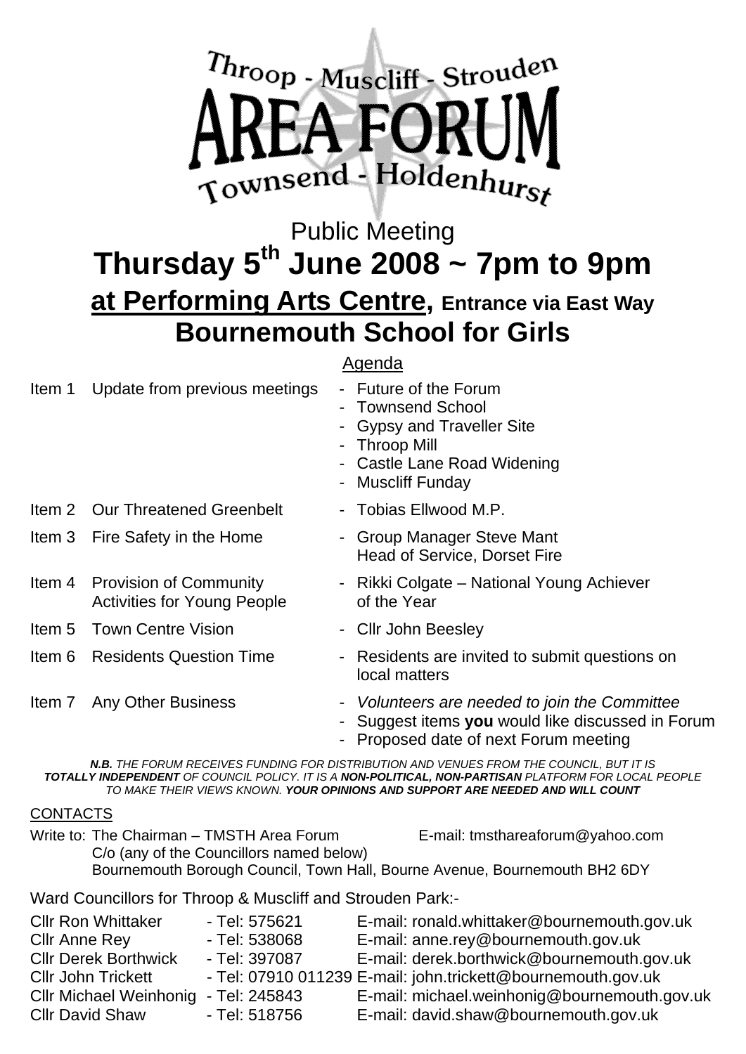# Throop - Muscliff - Strouden AREA FORUM Townsend - Holdenhurst

## Public Meeting

# Thursday 5th June 2008 ~ 7pm to 9pm

## at Performing Arts Centre, Entrance via East Way

## Bournemouth School for Girls

Agenda

| | | |
|---|---|---|
| Item 1 | Update from previous meetings | - Future of the Forum<br>- Townsend School<br>- Gypsy and Traveller Site<br>- Throop Mill<br>- Castle Lane Road Widening<br>- Muscliff Funday |
| Item 2 | Our Threatened Greenbelt | - Tobias Ellwood M.P. |
| Item 3 | Fire Safety in the Home | - Group Manager Steve Mant Head of Service, Dorset Fire |
| Item 4 | Provision of Community Activities for Young People | - Rikki Colgate – National Young Achiever of the Year |
| Item 5 | Town Centre Vision | - Cllr John Beesley |
| Item 6 | Residents Question Time | - Residents are invited to submit questions on local matters |
| Item 7 | Any Other Business | - *Volunteers are needed to join the Committee*<br>- Suggest items **you** would like discussed in Forum<br>- Proposed date of next Forum meeting |

***N.B.*** *THE FORUM RECEIVES FUNDING FOR DISTRIBUTION AND VENUES FROM THE COUNCIL, BUT IT IS* ***TOTALLY INDEPENDENT*** *OF COUNCIL POLICY. IT IS A* ***NON-POLITICAL, NON-PARTISAN*** *PLATFORM FOR LOCAL PEOPLE TO MAKE THEIR VIEWS KNOWN.* ***YOUR OPINIONS AND SUPPORT ARE NEEDED AND WILL COUNT***

CONTACTS

Write to: The Chairman – TMSTH Area Forum E-mail: tmsthareaforum@yahoo.com
C/o (any of the Councillors named below)
Bournemouth Borough Council, Town Hall, Bourne Avenue, Bournemouth BH2 6DY

Ward Councillors for Throop & Muscliff and Strouden Park:-

| | | |
|---|---|---|
| Cllr Ron Whittaker | - Tel: 575621 | E-mail: ronald.whittaker@bournemouth.gov.uk |
| Cllr Anne Rey | - Tel: 538068 | E-mail: anne.rey@bournemouth.gov.uk |
| Cllr Derek Borthwick | - Tel: 397087 | E-mail: derek.borthwick@bournemouth.gov.uk |
| Cllr John Trickett | - Tel: 07910 011239 | E-mail: john.trickett@bournemouth.gov.uk |
| Cllr Michael Weinhonig | - Tel: 245843 | E-mail: michael.weinhonig@bournemouth.gov.uk |
| Cllr David Shaw | - Tel: 518756 | E-mail: david.shaw@bournemouth.gov.uk |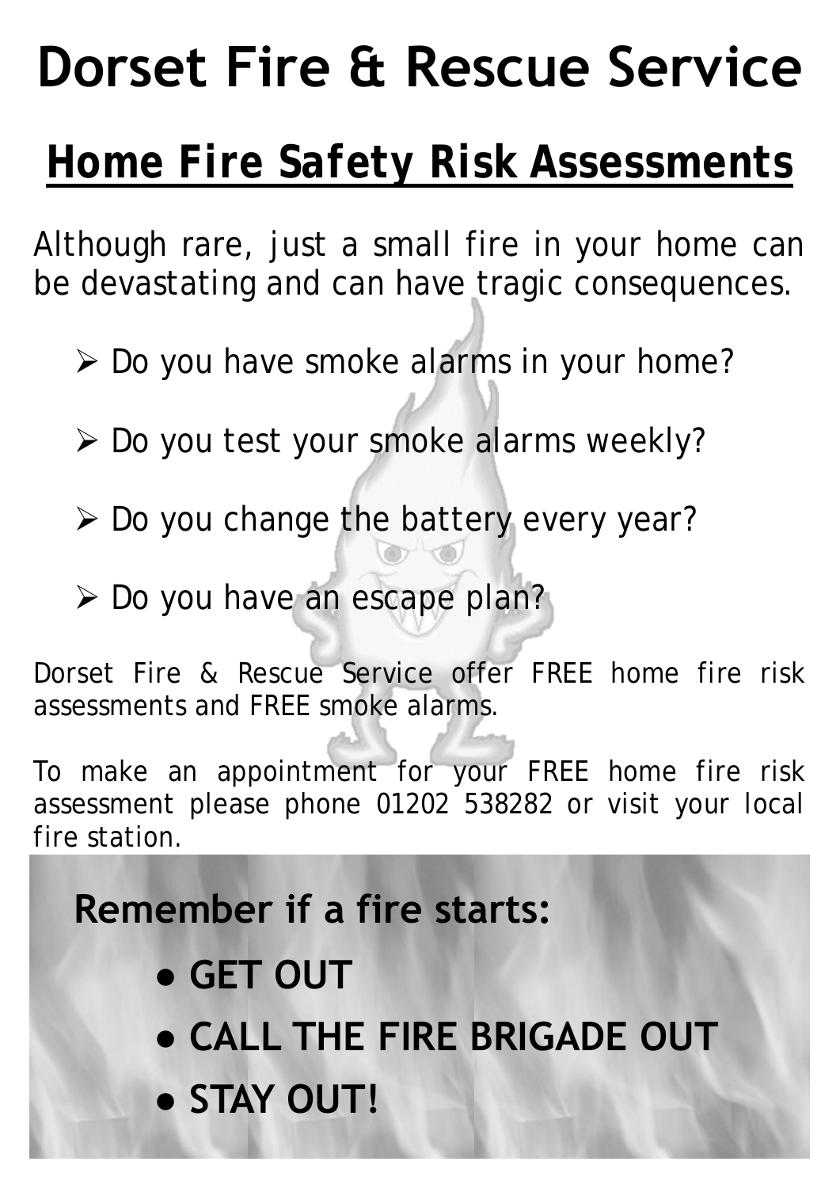# Dorset Fire & Rescue Service

## Home Fire Safety Risk Assessments

Although rare, just a small fire in your home can be devastating and can have tragic consequences.

- Do you have smoke alarms in your home?
- Do you test your smoke alarms weekly?
- Do you change the battery every year?
- Do you have an escape plan?

Dorset Fire & Rescue Service offer FREE home fire risk assessments and FREE smoke alarms.

To make an appointment for your FREE home fire risk assessment please phone 01202 538282 or visit your local fire station.

**Remember if a fire starts:**

- **GET OUT**
- **CALL THE FIRE BRIGADE OUT**
- **STAY OUT!**